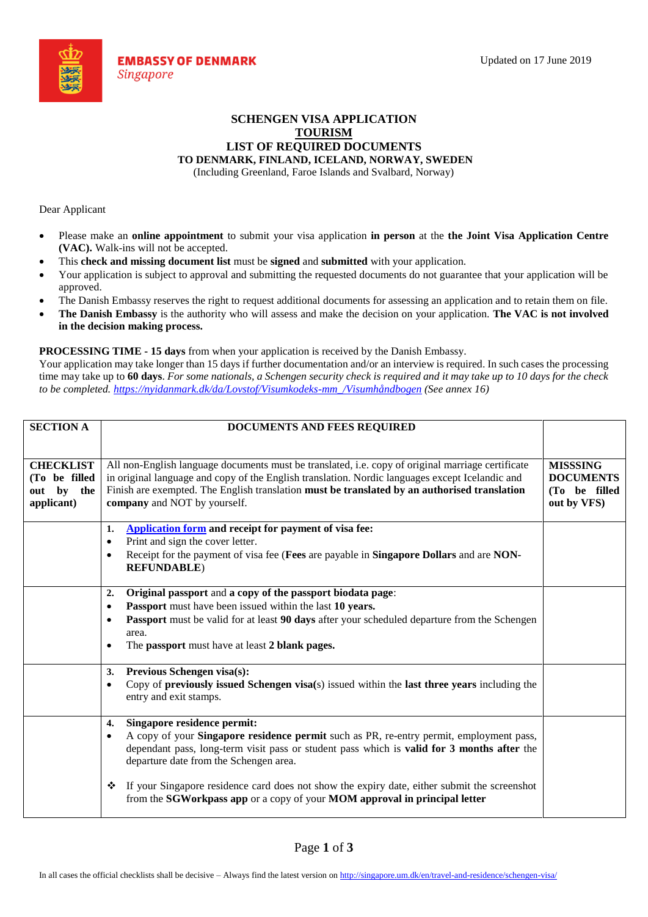**EMBASSY OF DENMARK**
*Singapore*

Updated on 17 June 2019

# SCHENGEN VISA APPLICATION
## TOURISM
## LIST OF REQUIRED DOCUMENTS
### TO DENMARK, FINLAND, ICELAND, NORWAY, SWEDEN

(Including Greenland, Faroe Islands and Svalbard, Norway)

Dear Applicant

- Please make an **online appointment** to submit your visa application **in person** at the **the Joint Visa Application Centre (VAC).** Walk-ins will not be accepted.
- This **check and missing document list** must be **signed** and **submitted** with your application.
- Your application is subject to approval and submitting the requested documents do not guarantee that your application will be approved.
- The Danish Embassy reserves the right to request additional documents for assessing an application and to retain them on file.
- **The Danish Embassy** is the authority who will assess and make the decision on your application. **The VAC is not involved in the decision making process.**

**PROCESSING TIME - 15 days** from when your application is received by the Danish Embassy.
Your application may take longer than 15 days if further documentation and/or an interview is required. In such cases the processing time may take up to **60 days**. *For some nationals, a Schengen security check is required and it may take up to 10 days for the check to be completed.* *[https://nyidanmark.dk/da/Lovstof/Visumkodeks-mm_/Visumhåndbogen](https://nyidanmark.dk/da/Lovstof/Visumkodeks-mm_/Visumhåndbogen) (See annex 16)*

| **SECTION A** | **DOCUMENTS AND FEES REQUIRED** | |
|---|---|---|
| **CHECKLIST (To be filled out by the applicant)** | All non-English language documents must be translated, i.e. copy of original marriage certificate in original language and copy of the English translation. Nordic languages except Icelandic and Finish are exempted. The English translation **must be translated by an authorised translation company** and NOT by yourself. | **MISSSING DOCUMENTS (To be filled out by VFS)** |
| | **1. Application form and receipt for payment of visa fee:**<br>• Print and sign the cover letter.<br>• Receipt for the payment of visa fee (**Fees** are payable in **Singapore Dollars** and are **NON-REFUNDABLE**) | |
| | **2. Original passport** and **a copy of the passport biodata page**:<br>• **Passport** must have been issued within the last **10 years.**<br>• **Passport** must be valid for at least **90 days** after your scheduled departure from the Schengen area.<br>• The **passport** must have at least **2 blank pages.** | |
| | **3. Previous Schengen visa(s):**<br>• Copy of **previously issued Schengen visa(**s) issued within the **last three years** including the entry and exit stamps. | |
| | **4. Singapore residence permit:**<br>• A copy of your **Singapore residence permit** such as PR, re-entry permit, employment pass, dependant pass, long-term visit pass or student pass which is **valid for 3 months after** the departure date from the Schengen area.<br><br>❖ If your Singapore residence card does not show the expiry date, either submit the screenshot from the **SGWorkpass app** or a copy of your **MOM approval in principal letter** | |

In all cases the official checklists shall be decisive – Always find the latest version on [http://singapore.um.dk/en/travel-and-residence/schengen-visa/](http://singapore.um.dk/en/travel-and-residence/schengen-visa/)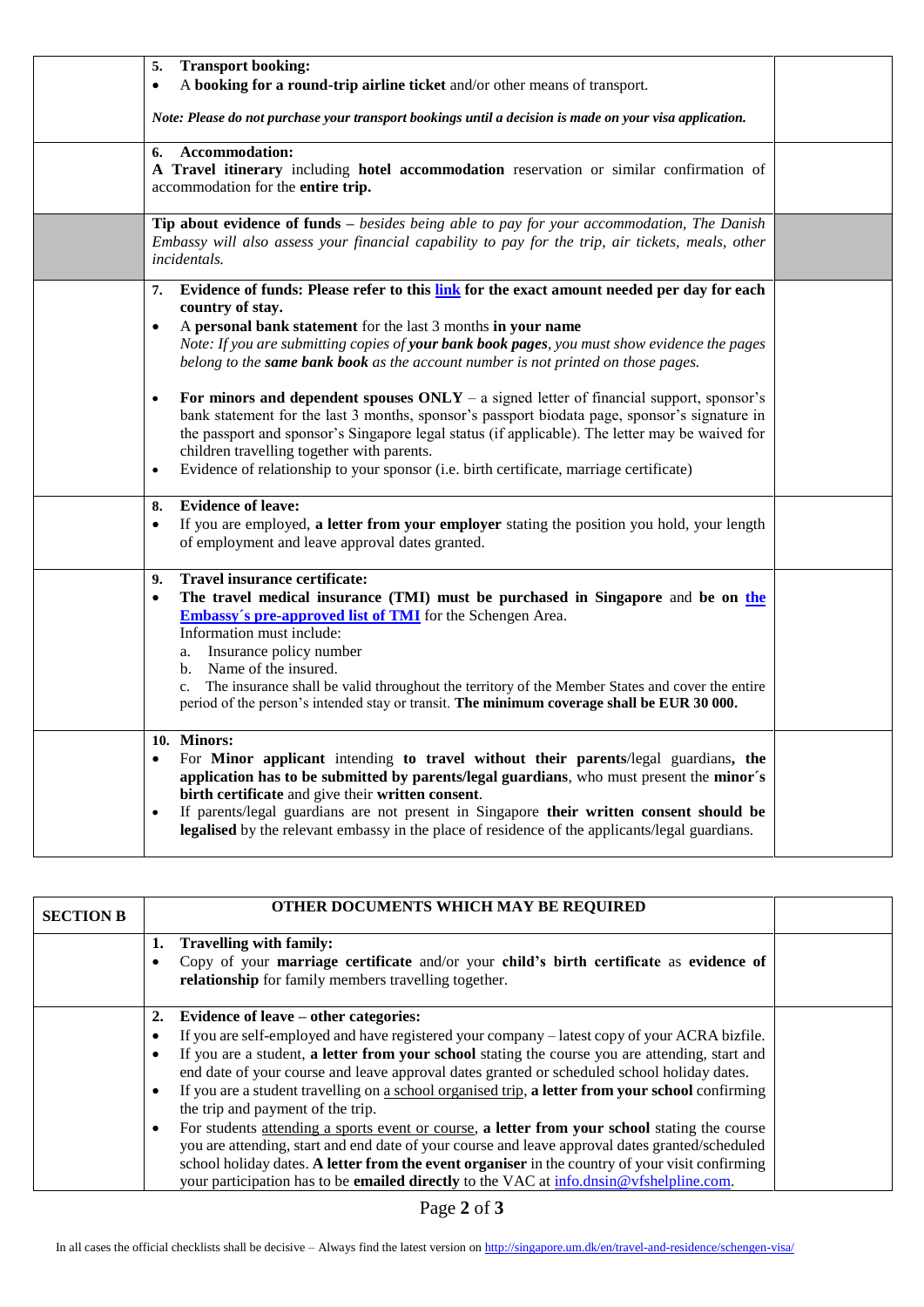| | | |
|---|---|---|
| | **5. Transport booking:**<br>• A **booking for a round-trip airline ticket** and/or other means of transport.<br><br>*Note: Please do not purchase your transport bookings until a decision is made on your visa application.* | |
| | **6. Accommodation:**<br>**A Travel itinerary** including **hotel accommodation** reservation or similar confirmation of accommodation for the **entire trip.** | |
| | **Tip about evidence of funds** – *besides being able to pay for your accommodation, The Danish Embassy will also assess your financial capability to pay for the trip, air tickets, meals, other incidentals.* | |
| | **7. Evidence of funds: Please refer to this link for the exact amount needed per day for each country of stay.**<br>• A **personal bank statement** for the last 3 months **in your name**<br>*Note: If you are submitting copies of **your bank book pages**, you must show evidence the pages belong to the **same bank book** as the account number is not printed on those pages.*<br><br>• **For minors and dependent spouses ONLY** – a signed letter of financial support, sponsor's bank statement for the last 3 months, sponsor's passport biodata page, sponsor's signature in the passport and sponsor's Singapore legal status (if applicable). The letter may be waived for children travelling together with parents.<br>• Evidence of relationship to your sponsor (i.e. birth certificate, marriage certificate) | |
| | **8. Evidence of leave:**<br>• If you are employed, **a letter from your employer** stating the position you hold, your length of employment and leave approval dates granted. | |
| | **9. Travel insurance certificate:**<br>• **The travel medical insurance (TMI) must be purchased in Singapore** and **be on the Embassy´s pre-approved list of TMI** for the Schengen Area.<br>Information must include:<br>a. Insurance policy number<br>b. Name of the insured.<br>c. The insurance shall be valid throughout the territory of the Member States and cover the entire period of the person's intended stay or transit. **The minimum coverage shall be EUR 30 000.** | |
| | **10. Minors:**<br>• For **Minor applicant** intending **to travel without their parents**/legal guardians**, the application has to be submitted by parents/legal guardians**, who must present the **minor´s birth certificate** and give their **written consent**.<br>• If parents/legal guardians are not present in Singapore **their written consent should be legalised** by the relevant embassy in the place of residence of the applicants/legal guardians. | |

| **SECTION B** | **OTHER DOCUMENTS WHICH MAY BE REQUIRED** | |
|---|---|---|
| | **1. Travelling with family:**<br>• Copy of your **marriage certificate** and/or your **child's birth certificate** as **evidence of relationship** for family members travelling together. | |
| | **2. Evidence of leave – other categories:**<br>• If you are self-employed and have registered your company – latest copy of your ACRA bizfile.<br>• If you are a student, **a letter from your school** stating the course you are attending, start and end date of your course and leave approval dates granted or scheduled school holiday dates.<br>• If you are a student travelling on a school organised trip, **a letter from your school** confirming the trip and payment of the trip.<br>• For students attending a sports event or course, **a letter from your school** stating the course you are attending, start and end date of your course and leave approval dates granted/scheduled school holiday dates. **A letter from the event organiser** in the country of your visit confirming your participation has to be **emailed directly** to the VAC at info.dnsin@vfshelpline.com. | |

In all cases the official checklists shall be decisive – Always find the latest version on http://singapore.um.dk/en/travel-and-residence/schengen-visa/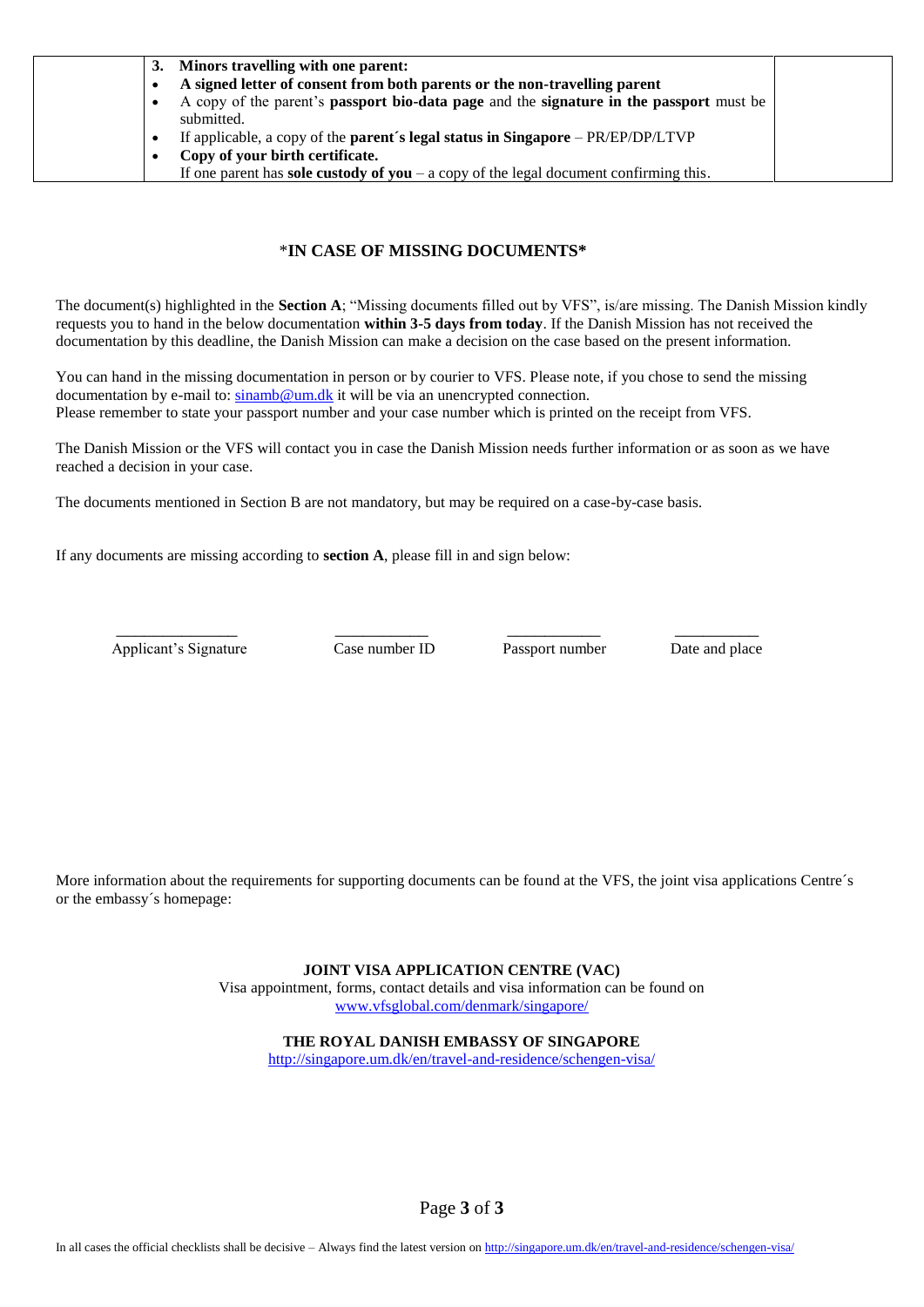| | | |
|---|---|---|
| | **3. Minors travelling with one parent:**<br>• **A signed letter of consent from both parents or the non-travelling parent**<br>• A copy of the parent's **passport bio-data page** and the **signature in the passport** must be submitted.<br>• If applicable, a copy of the **parent´s legal status in Singapore** – PR/EP/DP/LTVP<br>• **Copy of your birth certificate.**<br>If one parent has **sole custody of you** – a copy of the legal document confirming this. | |

## *IN CASE OF MISSING DOCUMENTS*

The document(s) highlighted in the **Section A**; "Missing documents filled out by VFS", is/are missing. The Danish Mission kindly requests you to hand in the below documentation **within 3-5 days from today**. If the Danish Mission has not received the documentation by this deadline, the Danish Mission can make a decision on the case based on the present information.

You can hand in the missing documentation in person or by courier to VFS. Please note, if you chose to send the missing documentation by e-mail to: sinamb@um.dk it will be via an unencrypted connection.
Please remember to state your passport number and your case number which is printed on the receipt from VFS.

The Danish Mission or the VFS will contact you in case the Danish Mission needs further information or as soon as we have reached a decision in your case.

The documents mentioned in Section B are not mandatory, but may be required on a case-by-case basis.

If any documents are missing according to **section A**, please fill in and sign below:

| | | | |
|---|---|---|---|
| _______________ | ___________ | ___________ | __________ |
| Applicant's Signature | Case number ID | Passport number | Date and place |

More information about the requirements for supporting documents can be found at the VFS, the joint visa applications Centre´s or the embassy´s homepage:

**JOINT VISA APPLICATION CENTRE (VAC)**
Visa appointment, forms, contact details and visa information can be found on
www.vfsglobal.com/denmark/singapore/

**THE ROYAL DANISH EMBASSY OF SINGAPORE**
http://singapore.um.dk/en/travel-and-residence/schengen-visa/

In all cases the official checklists shall be decisive – Always find the latest version on http://singapore.um.dk/en/travel-and-residence/schengen-visa/